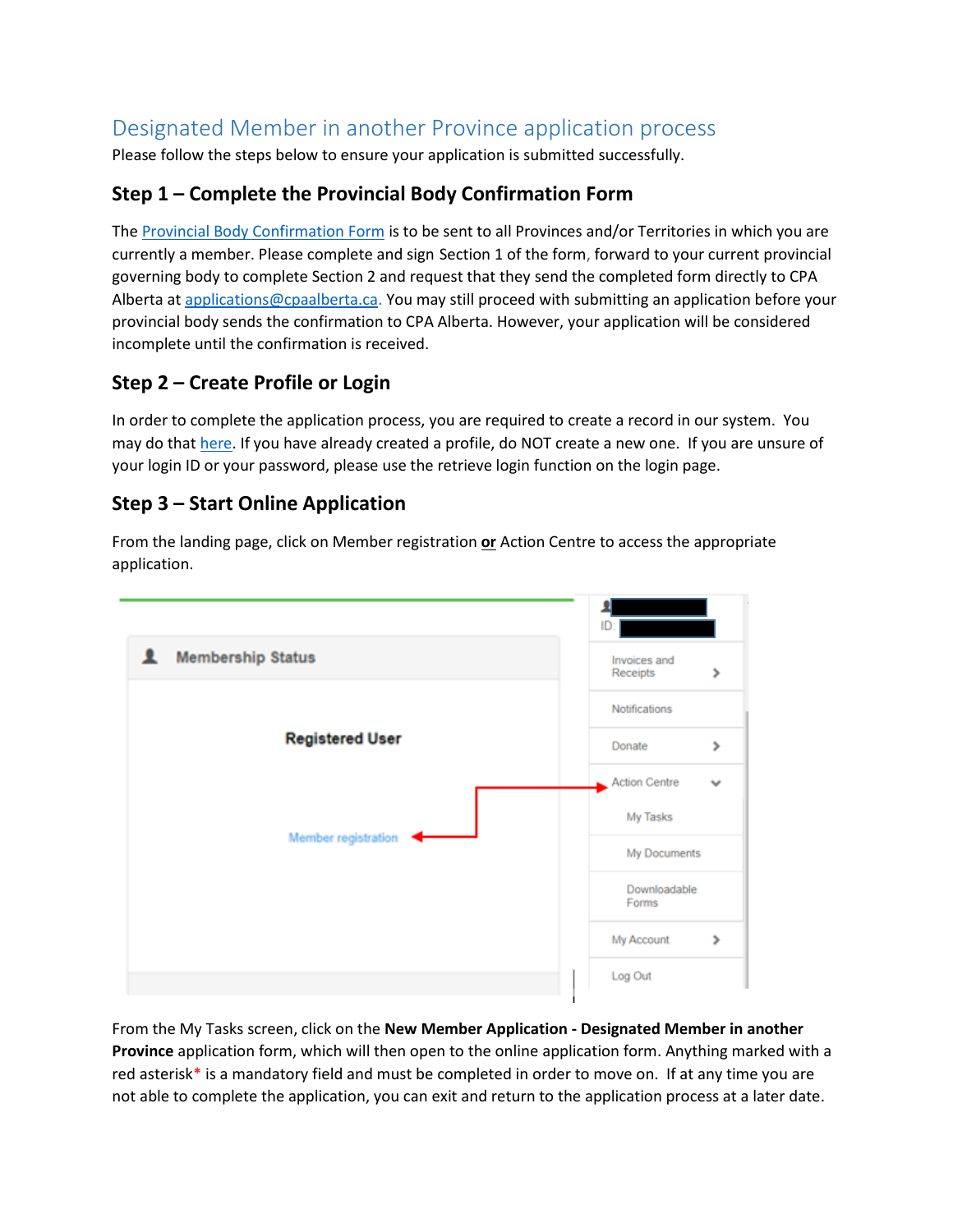# Designated Member in another Province application process

Please follow the steps below to ensure your application is submitted successfully.

## Step 1 – Complete the Provincial Body Confirmation Form

The Provincial Body Confirmation Form is to be sent to all Provinces and/or Territories in which you are currently a member. Please complete and sign Section 1 of the form, forward to your current provincial governing body to complete Section 2 and request that they send the completed form directly to CPA Alberta at applications@cpaalberta.ca. You may still proceed with submitting an application before your provincial body sends the confirmation to CPA Alberta. However, your application will be considered incomplete until the confirmation is received.

## Step 2 – Create Profile or Login

In order to complete the application process, you are required to create a record in our system. You may do that here. If you have already created a profile, do NOT create a new one. If you are unsure of your login ID or your password, please use the retrieve login function on the login page.

## Step 3 – Start Online Application

From the landing page, click on Member registration **or** Action Centre to access the appropriate application.

From the My Tasks screen, click on the **New Member Application - Designated Member in another Province** application form, which will then open to the online application form. Anything marked with a red asterisk* is a mandatory field and must be completed in order to move on. If at any time you are not able to complete the application, you can exit and return to the application process at a later date.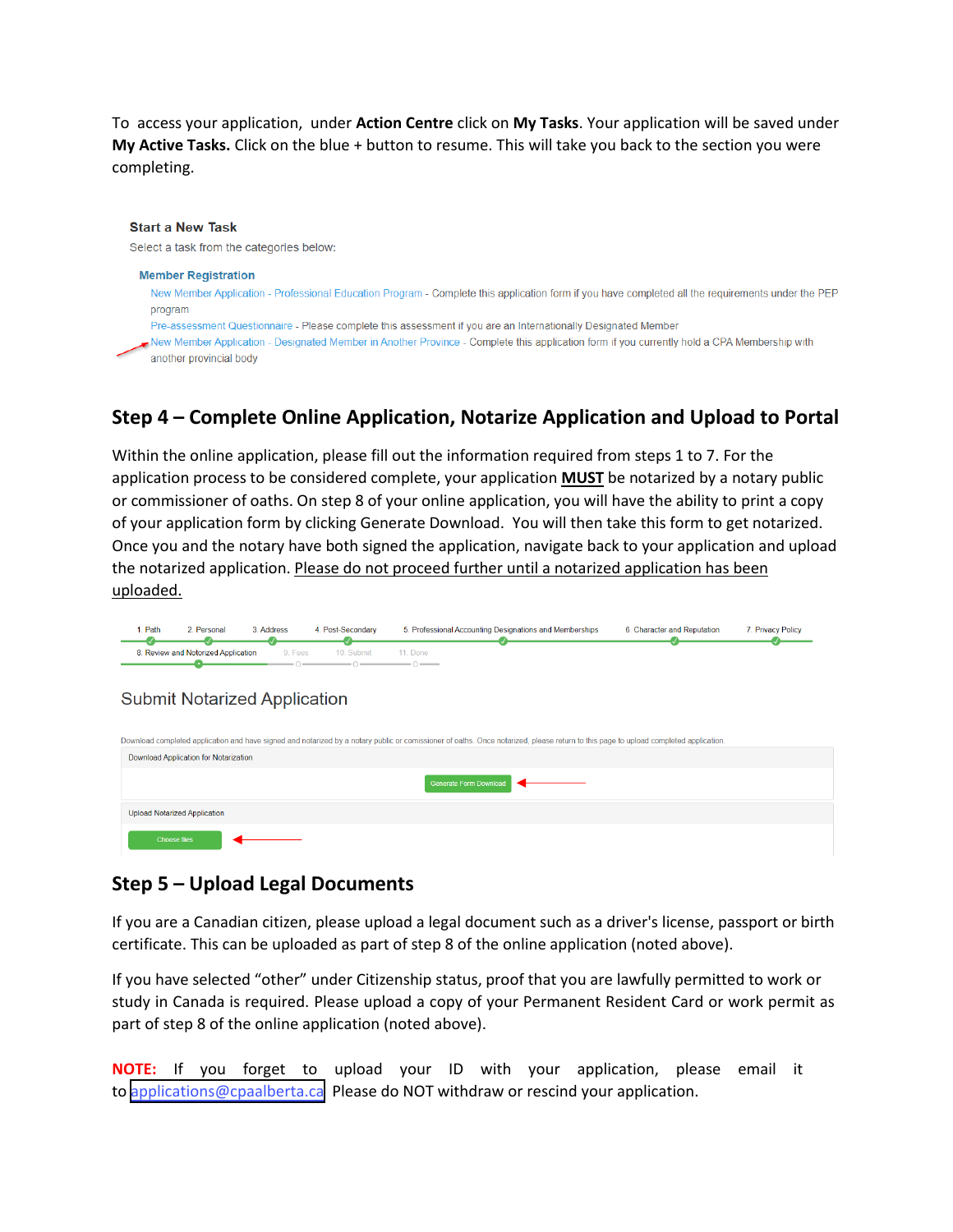To access your application, under **Action Centre** click on **My Tasks**. Your application will be saved under **My Active Tasks.** Click on the blue + button to resume. This will take you back to the section you were completing.

**Start a New Task**

Select a task from the categories below:

**Member Registration**

New Member Application - Professional Education Program - Complete this application form if you have completed all the requirements under the PEP program

Pre-assessment Questionnaire - Please complete this assessment if you are an Internationally Designated Member

New Member Application - Designated Member in Another Province - Complete this application form if you currently hold a CPA Membership with another provincial body

## Step 4 – Complete Online Application, Notarize Application and Upload to Portal

Within the online application, please fill out the information required from steps 1 to 7. For the application process to be considered complete, your application **MUST** be notarized by a notary public or commissioner of oaths. On step 8 of your online application, you will have the ability to print a copy of your application form by clicking Generate Download. You will then take this form to get notarized. Once you and the notary have both signed the application, navigate back to your application and upload the notarized application. Please do not proceed further until a notarized application has been uploaded.

1. Path 2. Personal 3. Address 4. Post-Secondary 5. Professional Accounting Designations and Memberships 6. Character and Reputation 7. Privacy Policy
8. Review and Notorized Application 9. Fees 10. Submit 11. Done

Submit Notarized Application

Download completed application and have signed and notarized by a notary public or comissioner of oaths. Once notarized, please return to this page to upload completed application.

Download Application for Notarization

Generate Form Download

Upload Notarized Application

Choose files

## Step 5 – Upload Legal Documents

If you are a Canadian citizen, please upload a legal document such as a driver's license, passport or birth certificate. This can be uploaded as part of step 8 of the online application (noted above).

If you have selected "other" under Citizenship status, proof that you are lawfully permitted to work or study in Canada is required. Please upload a copy of your Permanent Resident Card or work permit as part of step 8 of the online application (noted above).

**NOTE:** If you forget to upload your ID with your application, please email it to applications@cpaalberta.ca Please do NOT withdraw or rescind your application.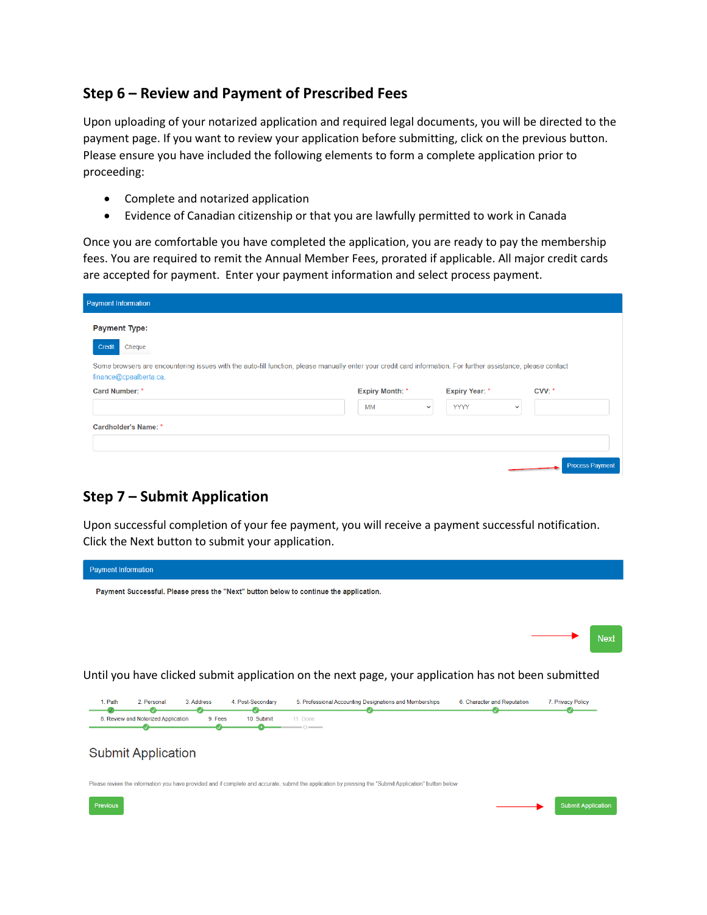## Step 6 – Review and Payment of Prescribed Fees

Upon uploading of your notarized application and required legal documents, you will be directed to the payment page. If you want to review your application before submitting, click on the previous button. Please ensure you have included the following elements to form a complete application prior to proceeding:

- Complete and notarized application
- Evidence of Canadian citizenship or that you are lawfully permitted to work in Canada

Once you are comfortable you have completed the application, you are ready to pay the membership fees. You are required to remit the Annual Member Fees, prorated if applicable. All major credit cards are accepted for payment. Enter your payment information and select process payment.

Payment Information

**Payment Type:**

Credit | Cheque

Some browsers are encountering issues with the auto-fill function, please manually enter your credit card information. For further assistance, please contact finance@cpaalberta.ca.

**Card Number:** * **Expiry Month:** * MM **Expiry Year:** * YYYY **CVV:** *

**Cardholder's Name:** *

Process Payment

## Step 7 – Submit Application

Upon successful completion of your fee payment, you will receive a payment successful notification. Click the Next button to submit your application.

Payment Information

**Payment Successful. Please press the "Next" button below to continue the application.**

Next

Until you have clicked submit application on the next page, your application has not been submitted

1. Path 2. Personal 3. Address 4. Post-Secondary 5. Professional Accounting Designations and Memberships 6. Character and Reputation 7. Privacy Policy 8. Review and Notorized Application 9. Fees 10. Submit 11. Done

Submit Application

Please review the information you have provided and if complete and accurate, submit the application by pressing the "Submit Application" button below

Previous Submit Application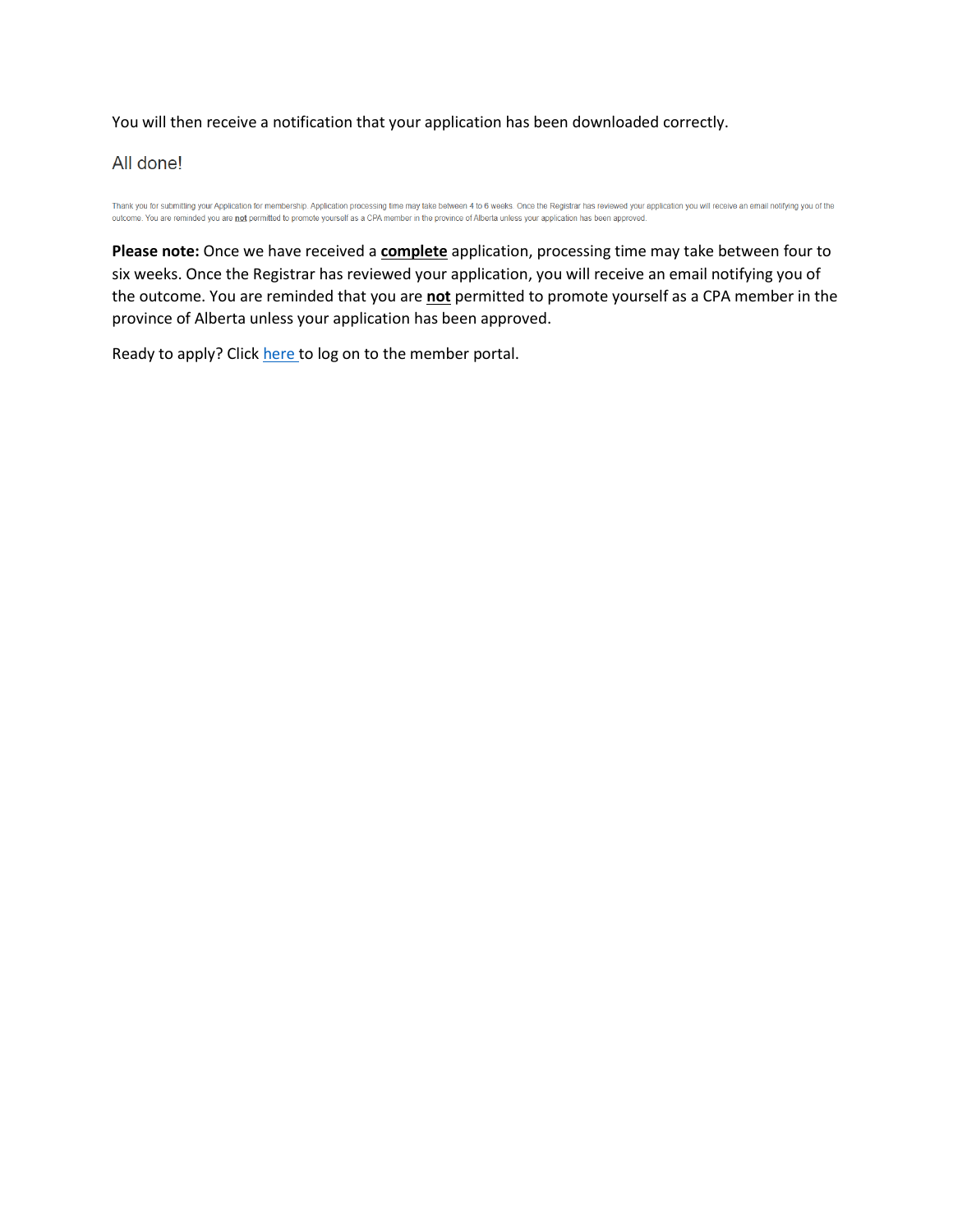You will then receive a notification that your application has been downloaded correctly.

All done!

Thank you for submitting your Application for membership. Application processing time may take between 4 to 6 weeks. Once the Registrar has reviewed your application you will receive an email notifying you of the outcome. You are reminded you are **not** permitted to promote yourself as a CPA member in the province of Alberta unless your application has been approved.

**Please note:** Once we have received a **complete** application, processing time may take between four to six weeks. Once the Registrar has reviewed your application, you will receive an email notifying you of the outcome. You are reminded that you are **not** permitted to promote yourself as a CPA member in the province of Alberta unless your application has been approved.

Ready to apply? Click here to log on to the member portal.